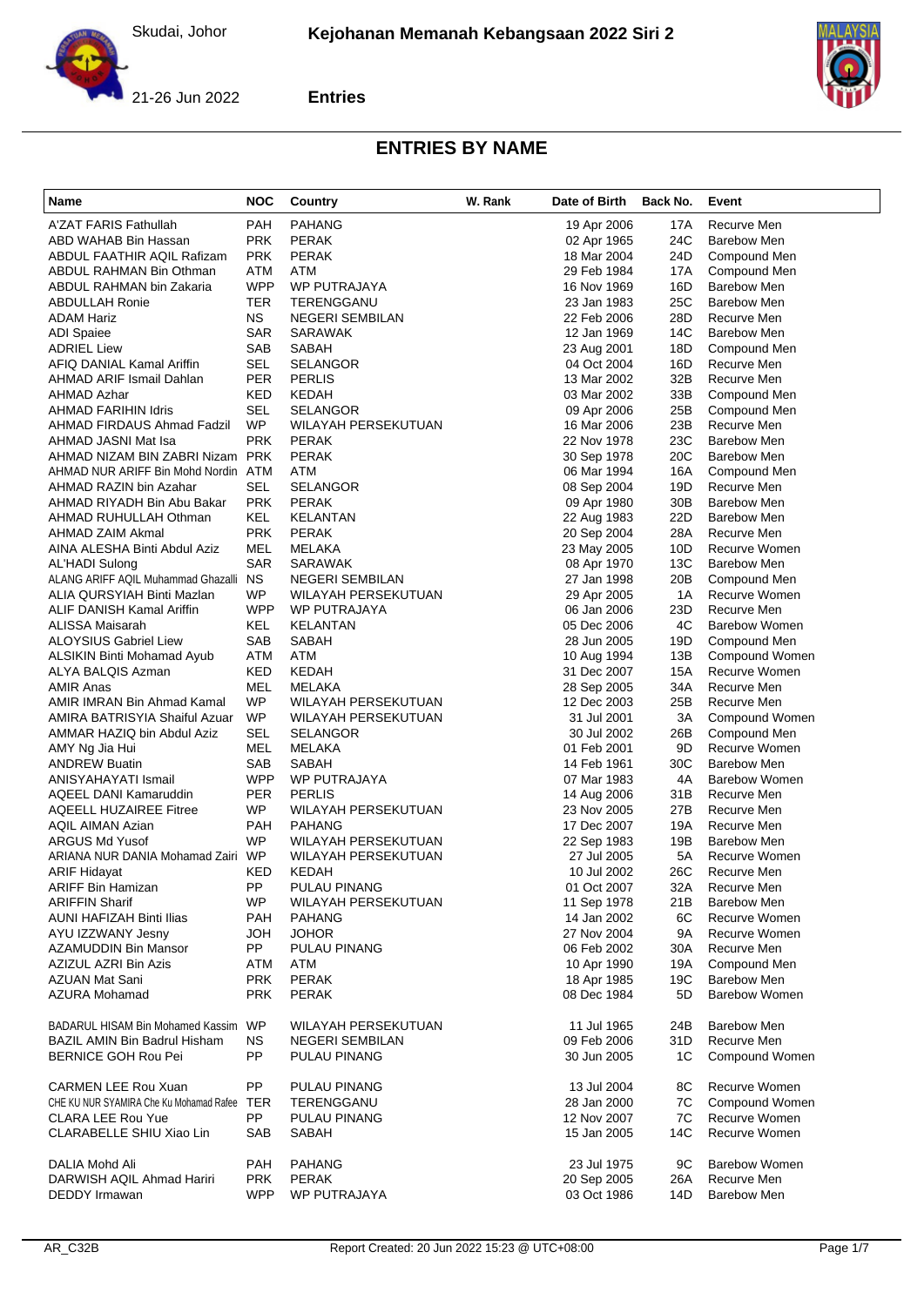Skudai, Johor

**Kejohanan Memanah Kebangsaan 2022 Siri 2**

21-26 Jun 2022

**Entries**

## ENTRIES BY NAME

| Name | NOC | Country | W. Rank | Date of Birth | Back No. | Event |
|---|---|---|---|---|---|---|
| A'ZAT FARIS Fathullah | PAH | PAHANG | | 19 Apr 2006 | 17A | Recurve Men |
| ABD WAHAB Bin Hassan | PRK | PERAK | | 02 Apr 1965 | 24C | Barebow Men |
| ABDUL FAATHIR AQIL Rafizam | PRK | PERAK | | 18 Mar 2004 | 24D | Compound Men |
| ABDUL RAHMAN Bin Othman | ATM | ATM | | 29 Feb 1984 | 17A | Compound Men |
| ABDUL RAHMAN bin Zakaria | WPP | WP PUTRAJAYA | | 16 Nov 1969 | 16D | Barebow Men |
| ABDULLAH Ronie | TER | TERENGGANU | | 23 Jan 1983 | 25C | Barebow Men |
| ADAM Hariz | NS | NEGERI SEMBILAN | | 22 Feb 2006 | 28D | Recurve Men |
| ADI Spaiee | SAR | SARAWAK | | 12 Jan 1969 | 14C | Barebow Men |
| ADRIEL Liew | SAB | SABAH | | 23 Aug 2001 | 18D | Compound Men |
| AFIQ DANIAL Kamal Ariffin | SEL | SELANGOR | | 04 Oct 2004 | 16D | Recurve Men |
| AHMAD ARIF Ismail Dahlan | PER | PERLIS | | 13 Mar 2002 | 32B | Recurve Men |
| AHMAD Azhar | KED | KEDAH | | 03 Mar 2002 | 33B | Compound Men |
| AHMAD FARIHIN Idris | SEL | SELANGOR | | 09 Apr 2006 | 25B | Compound Men |
| AHMAD FIRDAUS Ahmad Fadzil | WP | WILAYAH PERSEKUTUAN | | 16 Mar 2006 | 23B | Recurve Men |
| AHMAD JASNI Mat Isa | PRK | PERAK | | 22 Nov 1978 | 23C | Barebow Men |
| AHMAD NIZAM BIN ZABRI Nizam | PRK | PERAK | | 30 Sep 1978 | 20C | Barebow Men |
| AHMAD NUR ARIFF Bin Mohd Nordin | ATM | ATM | | 06 Mar 1994 | 16A | Compound Men |
| AHMAD RAZIN bin Azahar | SEL | SELANGOR | | 08 Sep 2004 | 19D | Recurve Men |
| AHMAD RIYADH Bin Abu Bakar | PRK | PERAK | | 09 Apr 1980 | 30B | Barebow Men |
| AHMAD RUHULLAH Othman | KEL | KELANTAN | | 22 Aug 1983 | 22D | Barebow Men |
| AHMAD ZAIM Akmal | PRK | PERAK | | 20 Sep 2004 | 28A | Recurve Men |
| AINA ALESHA Binti Abdul Aziz | MEL | MELAKA | | 23 May 2005 | 10D | Recurve Women |
| AL'HADI Sulong | SAR | SARAWAK | | 08 Apr 1970 | 13C | Barebow Men |
| ALANG ARIFF AQIL Muhammad Ghazalli | NS | NEGERI SEMBILAN | | 27 Jan 1998 | 20B | Compound Men |
| ALIA QURSYIAH Binti Mazlan | WP | WILAYAH PERSEKUTUAN | | 29 Apr 2005 | 1A | Recurve Women |
| ALIF DANISH Kamal Ariffin | WPP | WP PUTRAJAYA | | 06 Jan 2006 | 23D | Recurve Men |
| ALISSA Maisarah | KEL | KELANTAN | | 05 Dec 2006 | 4C | Barebow Women |
| ALOYSIUS Gabriel Liew | SAB | SABAH | | 28 Jun 2005 | 19D | Compound Men |
| ALSIKIN Binti Mohamad Ayub | ATM | ATM | | 10 Aug 1994 | 13B | Compound Women |
| ALYA BALQIS Azman | KED | KEDAH | | 31 Dec 2007 | 15A | Recurve Women |
| AMIR Anas | MEL | MELAKA | | 28 Sep 2005 | 34A | Recurve Men |
| AMIR IMRAN Bin Ahmad Kamal | WP | WILAYAH PERSEKUTUAN | | 12 Dec 2003 | 25B | Recurve Men |
| AMIRA BATRISYIA Shaiful Azuar | WP | WILAYAH PERSEKUTUAN | | 31 Jul 2001 | 3A | Compound Women |
| AMMAR HAZIQ bin Abdul Aziz | SEL | SELANGOR | | 30 Jul 2002 | 26B | Compound Men |
| AMY Ng Jia Hui | MEL | MELAKA | | 01 Feb 2001 | 9D | Recurve Women |
| ANDREW Buatin | SAB | SABAH | | 14 Feb 1961 | 30C | Barebow Men |
| ANISYAHAYATI Ismail | WPP | WP PUTRAJAYA | | 07 Mar 1983 | 4A | Barebow Women |
| AQEEL DANI Kamaruddin | PER | PERLIS | | 14 Aug 2006 | 31B | Recurve Men |
| AQEELL HUZAIREE Fitree | WP | WILAYAH PERSEKUTUAN | | 23 Nov 2005 | 27B | Recurve Men |
| AQIL AIMAN Azian | PAH | PAHANG | | 17 Dec 2007 | 19A | Recurve Men |
| ARGUS Md Yusof | WP | WILAYAH PERSEKUTUAN | | 22 Sep 1983 | 19B | Barebow Men |
| ARIANA NUR DANIA Mohamad Zairi | WP | WILAYAH PERSEKUTUAN | | 27 Jul 2005 | 5A | Recurve Women |
| ARIF Hidayat | KED | KEDAH | | 10 Jul 2002 | 26C | Recurve Men |
| ARIFF Bin Hamizan | PP | PULAU PINANG | | 01 Oct 2007 | 32A | Recurve Men |
| ARIFFIN Sharif | WP | WILAYAH PERSEKUTUAN | | 11 Sep 1978 | 21B | Barebow Men |
| AUNI HAFIZAH Binti Ilias | PAH | PAHANG | | 14 Jan 2002 | 6C | Recurve Women |
| AYU IZZWANY Jesny | JOH | JOHOR | | 27 Nov 2004 | 9A | Recurve Women |
| AZAMUDDIN Bin Mansor | PP | PULAU PINANG | | 06 Feb 2002 | 30A | Recurve Men |
| AZIZUL AZRI Bin Azis | ATM | ATM | | 10 Apr 1990 | 19A | Compound Men |
| AZUAN Mat Sani | PRK | PERAK | | 18 Apr 1985 | 19C | Barebow Men |
| AZURA Mohamad | PRK | PERAK | | 08 Dec 1984 | 5D | Barebow Women |
| BADARUL HISAM Bin Mohamed Kassim | WP | WILAYAH PERSEKUTUAN | | 11 Jul 1965 | 24B | Barebow Men |
| BAZIL AMIN Bin Badrul Hisham | NS | NEGERI SEMBILAN | | 09 Feb 2006 | 31D | Recurve Men |
| BERNICE GOH Rou Pei | PP | PULAU PINANG | | 30 Jun 2005 | 1C | Compound Women |
| CARMEN LEE Rou Xuan | PP | PULAU PINANG | | 13 Jul 2004 | 8C | Recurve Women |
| CHE KU NUR SYAMIRA Che Ku Mohamad Rafee | TER | TERENGGANU | | 28 Jan 2000 | 7C | Compound Women |
| CLARA LEE Rou Yue | PP | PULAU PINANG | | 12 Nov 2007 | 7C | Recurve Women |
| CLARABELLE SHIU Xiao Lin | SAB | SABAH | | 15 Jan 2005 | 14C | Recurve Women |
| DALIA Mohd Ali | PAH | PAHANG | | 23 Jul 1975 | 9C | Barebow Women |
| DARWISH AQIL Ahmad Hariri | PRK | PERAK | | 20 Sep 2005 | 26A | Recurve Men |
| DEDDY Irmawan | WPP | WP PUTRAJAYA | | 03 Oct 1986 | 14D | Barebow Men |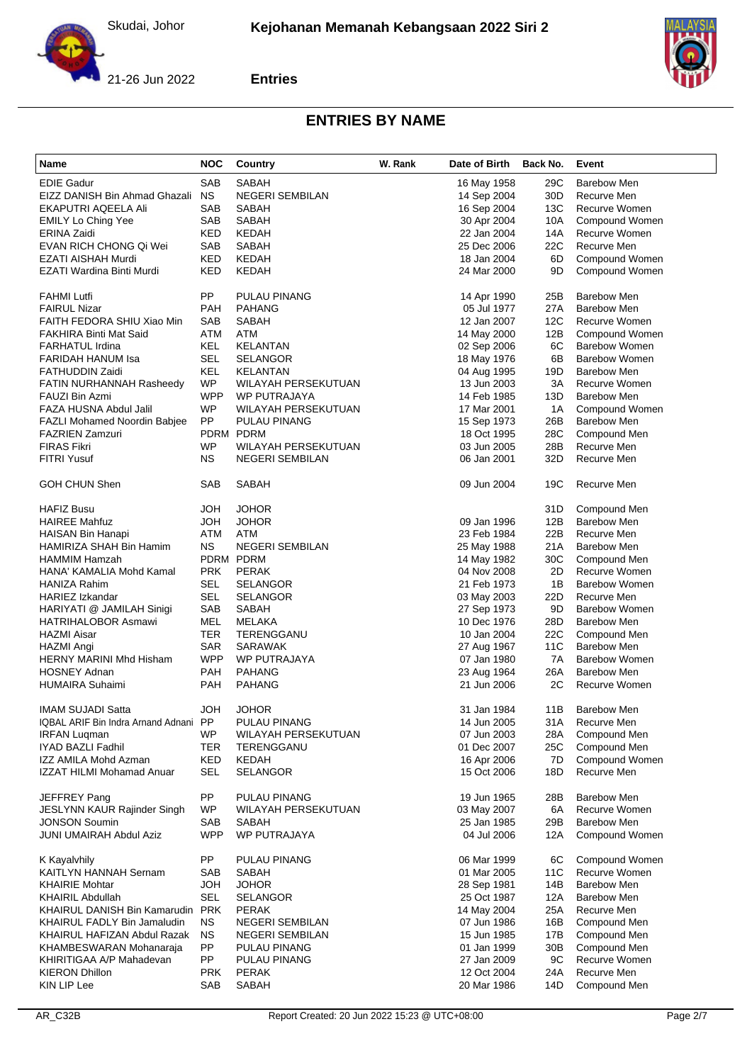Skudai, Johor

**Kejohanan Memanah Kebangsaan 2022 Siri 2**

21-26 Jun 2022

**Entries**

## ENTRIES BY NAME

| Name | NOC | Country | W. Rank | Date of Birth | Back No. | Event |
|---|---|---|---|---|---|---|
| EDIE Gadur | SAB | SABAH | | 16 May 1958 | 29C | Barebow Men |
| EIZZ DANISH Bin Ahmad Ghazali | NS | NEGERI SEMBILAN | | 14 Sep 2004 | 30D | Recurve Men |
| EKAPUTRI AQEELA Ali | SAB | SABAH | | 16 Sep 2004 | 13C | Recurve Women |
| EMILY Lo Ching Yee | SAB | SABAH | | 30 Apr 2004 | 10A | Compound Women |
| ERINA Zaidi | KED | KEDAH | | 22 Jan 2004 | 14A | Recurve Women |
| EVAN RICH CHONG Qi Wei | SAB | SABAH | | 25 Dec 2006 | 22C | Recurve Men |
| EZATI AISHAH Murdi | KED | KEDAH | | 18 Jan 2004 | 6D | Compound Women |
| EZATI Wardina Binti Murdi | KED | KEDAH | | 24 Mar 2000 | 9D | Compound Women |
| FAHMI Lutfi | PP | PULAU PINANG | | 14 Apr 1990 | 25B | Barebow Men |
| FAIRUL Nizar | PAH | PAHANG | | 05 Jul 1977 | 27A | Barebow Men |
| FAITH FEDORA SHIU Xiao Min | SAB | SABAH | | 12 Jan 2007 | 12C | Recurve Women |
| FAKHIRA Binti Mat Said | ATM | ATM | | 14 May 2000 | 12B | Compound Women |
| FARHATUL Irdina | KEL | KELANTAN | | 02 Sep 2006 | 6C | Barebow Women |
| FARIDAH HANUM Isa | SEL | SELANGOR | | 18 May 1976 | 6B | Barebow Women |
| FATHUDDIN Zaidi | KEL | KELANTAN | | 04 Aug 1995 | 19D | Barebow Men |
| FATIN NURHANNAH Rasheedy | WP | WILAYAH PERSEKUTUAN | | 13 Jun 2003 | 3A | Recurve Women |
| FAUZI Bin Azmi | WPP | WP PUTRAJAYA | | 14 Feb 1985 | 13D | Barebow Men |
| FAZA HUSNA Abdul Jalil | WP | WILAYAH PERSEKUTUAN | | 17 Mar 2001 | 1A | Compound Women |
| FAZLI Mohamed Noordin Babjee | PP | PULAU PINANG | | 15 Sep 1973 | 26B | Barebow Men |
| FAZRIEN Zamzuri | PDRM | PDRM | | 18 Oct 1995 | 28C | Compound Men |
| FIRAS Fikri | WP | WILAYAH PERSEKUTUAN | | 03 Jun 2005 | 28B | Recurve Men |
| FITRI Yusuf | NS | NEGERI SEMBILAN | | 06 Jan 2001 | 32D | Recurve Men |
| GOH CHUN Shen | SAB | SABAH | | 09 Jun 2004 | 19C | Recurve Men |
| HAFIZ Busu | JOH | JOHOR | | | 31D | Compound Men |
| HAIREE Mahfuz | JOH | JOHOR | | 09 Jan 1996 | 12B | Barebow Men |
| HAISAN Bin Hanapi | ATM | ATM | | 23 Feb 1984 | 22B | Recurve Men |
| HAMIRIZA SHAH Bin Hamim | NS | NEGERI SEMBILAN | | 25 May 1988 | 21A | Barebow Men |
| HAMMIM Hamzah | PDRM | PDRM | | 14 May 1982 | 30C | Compound Men |
| HANA' KAMALIA Mohd Kamal | PRK | PERAK | | 04 Nov 2008 | 2D | Recurve Women |
| HANIZA Rahim | SEL | SELANGOR | | 21 Feb 1973 | 1B | Barebow Women |
| HARIEZ Izkandar | SEL | SELANGOR | | 03 May 2003 | 22D | Recurve Men |
| HARIYATI @ JAMILAH Sinigi | SAB | SABAH | | 27 Sep 1973 | 9D | Barebow Women |
| HATRIHALOBOR Asmawi | MEL | MELAKA | | 10 Dec 1976 | 28D | Barebow Men |
| HAZMI Aisar | TER | TERENGGANU | | 10 Jan 2004 | 22C | Compound Men |
| HAZMI Angi | SAR | SARAWAK | | 27 Aug 1967 | 11C | Barebow Men |
| HERNY MARINI Mhd Hisham | WPP | WP PUTRAJAYA | | 07 Jan 1980 | 7A | Barebow Women |
| HOSNEY Adnan | PAH | PAHANG | | 23 Aug 1964 | 26A | Barebow Men |
| HUMAIRA Suhaimi | PAH | PAHANG | | 21 Jun 2006 | 2C | Recurve Women |
| IMAM SUJADI Satta | JOH | JOHOR | | 31 Jan 1984 | 11B | Barebow Men |
| IQBAL ARIF Bin Indra Arnand Adnani | PP | PULAU PINANG | | 14 Jun 2005 | 31A | Recurve Men |
| IRFAN Luqman | WP | WILAYAH PERSEKUTUAN | | 07 Jun 2003 | 28A | Compound Men |
| IYAD BAZLI Fadhil | TER | TERENGGANU | | 01 Dec 2007 | 25C | Compound Men |
| IZZ AMILA Mohd Azman | KED | KEDAH | | 16 Apr 2006 | 7D | Compound Women |
| IZZAT HILMI Mohamad Anuar | SEL | SELANGOR | | 15 Oct 2006 | 18D | Recurve Men |
| JEFFREY Pang | PP | PULAU PINANG | | 19 Jun 1965 | 28B | Barebow Men |
| JESLYNN KAUR Rajinder Singh | WP | WILAYAH PERSEKUTUAN | | 03 May 2007 | 6A | Recurve Women |
| JONSON Soumin | SAB | SABAH | | 25 Jan 1985 | 29B | Barebow Men |
| JUNI UMAIRAH Abdul Aziz | WPP | WP PUTRAJAYA | | 04 Jul 2006 | 12A | Compound Women |
| K Kayalvhily | PP | PULAU PINANG | | 06 Mar 1999 | 6C | Compound Women |
| KAITLYN HANNAH Sernam | SAB | SABAH | | 01 Mar 2005 | 11C | Recurve Women |
| KHAIRIE Mohtar | JOH | JOHOR | | 28 Sep 1981 | 14B | Barebow Men |
| KHAIRIL Abdullah | SEL | SELANGOR | | 25 Oct 1987 | 12A | Barebow Men |
| KHAIRUL DANISH Bin Kamarudin | PRK | PERAK | | 14 May 2004 | 25A | Recurve Men |
| KHAIRUL FADLY Bin Jamaludin | NS | NEGERI SEMBILAN | | 07 Jun 1986 | 16B | Compound Men |
| KHAIRUL HAFIZAN Abdul Razak | NS | NEGERI SEMBILAN | | 15 Jun 1985 | 17B | Compound Men |
| KHAMBESWARAN Mohanaraja | PP | PULAU PINANG | | 01 Jan 1999 | 30B | Compound Men |
| KHIRITIGAA A/P Mahadevan | PP | PULAU PINANG | | 27 Jan 2009 | 9C | Recurve Women |
| KIERON Dhillon | PRK | PERAK | | 12 Oct 2004 | 24A | Recurve Men |
| KIN LIP Lee | SAB | SABAH | | 20 Mar 1986 | 14D | Compound Men |

AR_C32B Report Created: 20 Jun 2022 15:23 @ UTC+08:00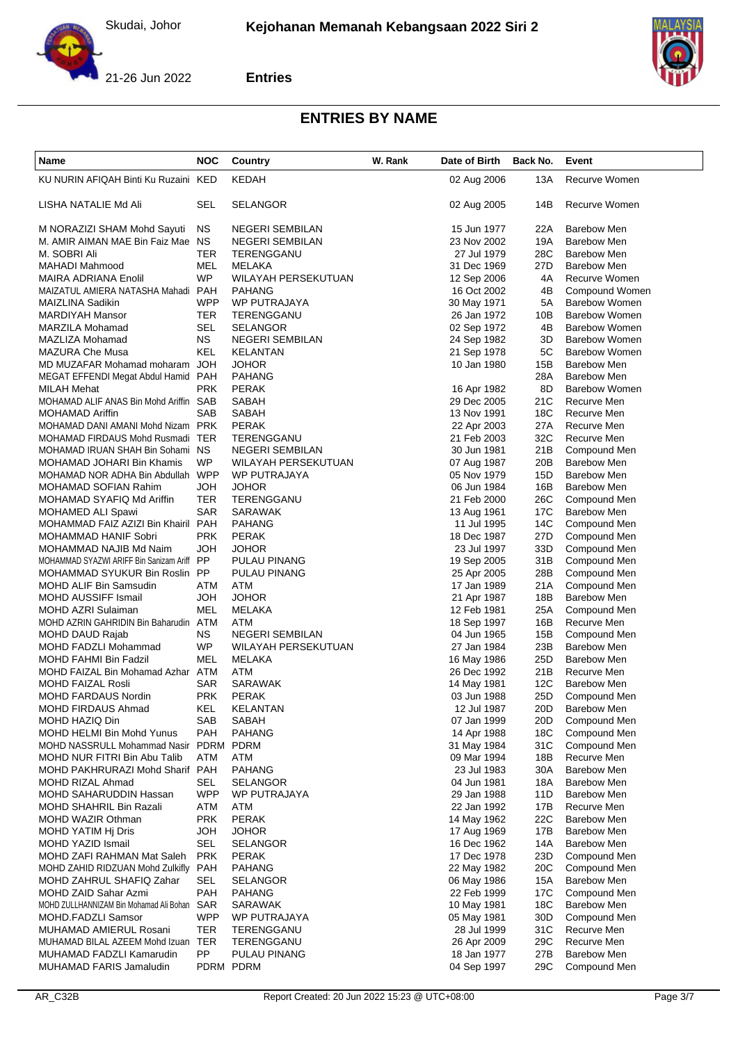## ENTRIES BY NAME

| Name | NOC | Country | W. Rank | Date of Birth | Back No. | Event |
|---|---|---|---|---|---|---|
| KU NURIN AFIQAH Binti Ku Ruzaini | KED | KEDAH | | 02 Aug 2006 | 13A | Recurve Women |
| LISHA NATALIE Md Ali | SEL | SELANGOR | | 02 Aug 2005 | 14B | Recurve Women |
| M NORAZIZI SHAM Mohd Sayuti | NS | NEGERI SEMBILAN | | 15 Jun 1977 | 22A | Barebow Men |
| M. AMIR AIMAN MAE Bin Faiz Mae | NS | NEGERI SEMBILAN | | 23 Nov 2002 | 19A | Barebow Men |
| M. SOBRI Ali | TER | TERENGGANU | | 27 Jul 1979 | 28C | Barebow Men |
| MAHADI Mahmood | MEL | MELAKA | | 31 Dec 1969 | 27D | Barebow Men |
| MAIRA ADRIANA Enolil | WP | WILAYAH PERSEKUTUAN | | 12 Sep 2006 | 4A | Recurve Women |
| MAIZATUL AMIERA NATASHA Mahadi | PAH | PAHANG | | 16 Oct 2002 | 4B | Compound Women |
| MAIZLINA Sadikin | WPP | WP PUTRAJAYA | | 30 May 1971 | 5A | Barebow Women |
| MARDIYAH Mansor | TER | TERENGGANU | | 26 Jan 1972 | 10B | Barebow Women |
| MARZILA Mohamad | SEL | SELANGOR | | 02 Sep 1972 | 4B | Barebow Women |
| MAZLIZA Mohamad | NS | NEGERI SEMBILAN | | 24 Sep 1982 | 3D | Barebow Women |
| MAZURA Che Musa | KEL | KELANTAN | | 21 Sep 1978 | 5C | Barebow Women |
| MD MUZAFAR Mohamad moharam | JOH | JOHOR | | 10 Jan 1980 | 15B | Barebow Men |
| MEGAT EFFENDI Megat Abdul Hamid | PAH | PAHANG | | | 28A | Barebow Men |
| MILAH Mehat | PRK | PERAK | | 16 Apr 1982 | 8D | Barebow Women |
| MOHAMAD ALIF ANAS Bin Mohd Ariffin | SAB | SABAH | | 29 Dec 2005 | 21C | Recurve Men |
| MOHAMAD Ariffin | SAB | SABAH | | 13 Nov 1991 | 18C | Recurve Men |
| MOHAMAD DANI AMANI Mohd Nizam | PRK | PERAK | | 22 Apr 2003 | 27A | Recurve Men |
| MOHAMAD FIRDAUS Mohd Rusmadi | TER | TERENGGANU | | 21 Feb 2003 | 32C | Recurve Men |
| MOHAMAD IRUAN SHAH Bin Sohami | NS | NEGERI SEMBILAN | | 30 Jun 1981 | 21B | Compound Men |
| MOHAMAD JOHARI Bin Khamis | WP | WILAYAH PERSEKUTUAN | | 07 Aug 1987 | 20B | Barebow Men |
| MOHAMAD NOR ADHA Bin Abdullah | WPP | WP PUTRAJAYA | | 05 Nov 1979 | 15D | Barebow Men |
| MOHAMAD SOFIAN Rahim | JOH | JOHOR | | 06 Jun 1984 | 16B | Barebow Men |
| MOHAMAD SYAFIQ Md Ariffin | TER | TERENGGANU | | 21 Feb 2000 | 26C | Compound Men |
| MOHAMED ALI Spawi | SAR | SARAWAK | | 13 Aug 1961 | 17C | Barebow Men |
| MOHAMMAD FAIZ AZIZI Bin Khairil | PAH | PAHANG | | 11 Jul 1995 | 14C | Compound Men |
| MOHAMMAD HANIF Sobri | PRK | PERAK | | 18 Dec 1987 | 27D | Compound Men |
| MOHAMMAD NAJIB Md Naim | JOH | JOHOR | | 23 Jul 1997 | 33D | Compound Men |
| MOHAMMAD SYAZWI ARIFF Bin Sanizam Ariff | PP | PULAU PINANG | | 19 Sep 2005 | 31B | Compound Men |
| MOHAMMAD SYUKUR Bin Roslin | PP | PULAU PINANG | | 25 Apr 2005 | 28B | Compound Men |
| MOHD ALIF Bin Samsudin | ATM | ATM | | 17 Jan 1989 | 21A | Compound Men |
| MOHD AUSSIFF Ismail | JOH | JOHOR | | 21 Apr 1987 | 18B | Barebow Men |
| MOHD AZRI Sulaiman | MEL | MELAKA | | 12 Feb 1981 | 25A | Compound Men |
| MOHD AZRIN GAHRIDIN Bin Baharudin | ATM | ATM | | 18 Sep 1997 | 16B | Recurve Men |
| MOHD DAUD Rajab | NS | NEGERI SEMBILAN | | 04 Jun 1965 | 15B | Compound Men |
| MOHD FADZLI Mohammad | WP | WILAYAH PERSEKUTUAN | | 27 Jan 1984 | 23B | Barebow Men |
| MOHD FAHMI Bin Fadzil | MEL | MELAKA | | 16 May 1986 | 25D | Barebow Men |
| MOHD FAIZAL Bin Mohamad Azhar | ATM | ATM | | 26 Dec 1992 | 21B | Recurve Men |
| MOHD FAIZAL Rosli | SAR | SARAWAK | | 14 May 1981 | 12C | Barebow Men |
| MOHD FARDAUS Nordin | PRK | PERAK | | 03 Jun 1988 | 25D | Compound Men |
| MOHD FIRDAUS Ahmad | KEL | KELANTAN | | 12 Jul 1987 | 20D | Barebow Men |
| MOHD HAZIQ Din | SAB | SABAH | | 07 Jan 1999 | 20D | Compound Men |
| MOHD HELMI Bin Mohd Yunus | PAH | PAHANG | | 14 Apr 1988 | 18C | Compound Men |
| MOHD NASSRULL Mohammad Nasir | PDRM | PDRM | | 31 May 1984 | 31C | Compound Men |
| MOHD NUR FITRI Bin Abu Talib | ATM | ATM | | 09 Mar 1994 | 18B | Recurve Men |
| MOHD PAKHRURAZI Mohd Sharif | PAH | PAHANG | | 23 Jul 1983 | 30A | Barebow Men |
| MOHD RIZAL Ahmad | SEL | SELANGOR | | 04 Jun 1981 | 18A | Barebow Men |
| MOHD SAHARUDDIN Hassan | WPP | WP PUTRAJAYA | | 29 Jan 1988 | 11D | Barebow Men |
| MOHD SHAHRIL Bin Razali | ATM | ATM | | 22 Jan 1992 | 17B | Recurve Men |
| MOHD WAZIR Othman | PRK | PERAK | | 14 May 1962 | 22C | Barebow Men |
| MOHD YATIM Hj Dris | JOH | JOHOR | | 17 Aug 1969 | 17B | Barebow Men |
| MOHD YAZID Ismail | SEL | SELANGOR | | 16 Dec 1962 | 14A | Barebow Men |
| MOHD ZAFI RAHMAN Mat Saleh | PRK | PERAK | | 17 Dec 1978 | 23D | Compound Men |
| MOHD ZAHID RIDZUAN Mohd Zulkifly | PAH | PAHANG | | 22 May 1982 | 20C | Compound Men |
| MOHD ZAHRUL SHAFIQ Zahar | SEL | SELANGOR | | 06 May 1986 | 15A | Barebow Men |
| MOHD ZAID Sahar Azmi | PAH | PAHANG | | 22 Feb 1999 | 17C | Compound Men |
| MOHD ZULLHANNIZAM Bin Mohamad Ali Bohan | SAR | SARAWAK | | 10 May 1981 | 18C | Barebow Men |
| MOHD.FADZLI Samsor | WPP | WP PUTRAJAYA | | 05 May 1981 | 30D | Compound Men |
| MUHAMAD AMIERUL Rosani | TER | TERENGGANU | | 28 Jul 1999 | 31C | Recurve Men |
| MUHAMAD BILAL AZEEM Mohd Izuan | TER | TERENGGANU | | 26 Apr 2009 | 29C | Recurve Men |
| MUHAMAD FADZLI Kamarudin | PP | PULAU PINANG | | 18 Jan 1977 | 27B | Barebow Men |
| MUHAMAD FARIS Jamaludin | PDRM | PDRM | | 04 Sep 1997 | 29C | Compound Men |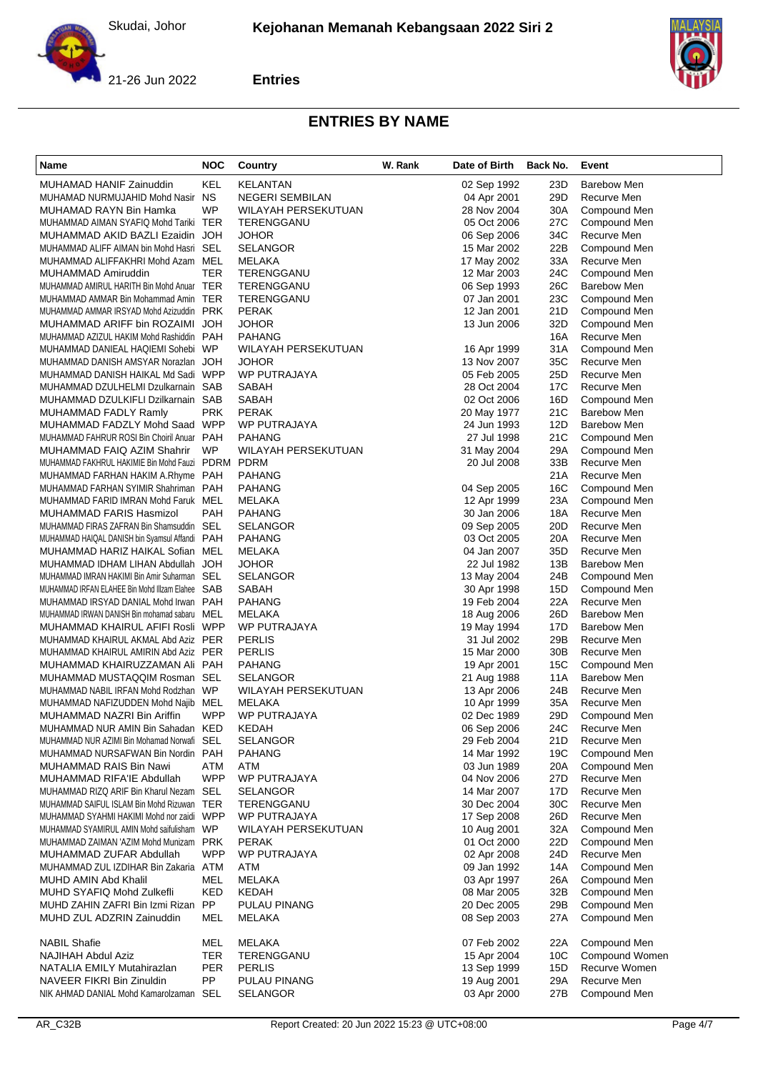Skudai, Johor

**Kejohanan Memanah Kebangsaan 2022 Siri 2**

21-26 Jun 2022

**Entries**

## ENTRIES BY NAME

| Name | NOC | Country | W. Rank | Date of Birth | Back No. | Event |
|---|---|---|---|---|---|---|
| MUHAMAD HANIF Zainuddin | KEL | KELANTAN | | 02 Sep 1992 | 23D | Barebow Men |
| MUHAMAD NURMUJAHID Mohd Nasir | NS | NEGERI SEMBILAN | | 04 Apr 2001 | 29D | Recurve Men |
| MUHAMAD RAYN Bin Hamka | WP | WILAYAH PERSEKUTUAN | | 28 Nov 2004 | 30A | Compound Men |
| MUHAMMAD AIMAN SYAFIQ Mohd Tariki | TER | TERENGGANU | | 05 Oct 2006 | 27C | Compound Men |
| MUHAMMAD AKID BAZLI Ezaidin | JOH | JOHOR | | 06 Sep 2006 | 34C | Recurve Men |
| MUHAMMAD ALIFF AIMAN bin Mohd Hasri | SEL | SELANGOR | | 15 Mar 2002 | 22B | Compound Men |
| MUHAMMAD ALIFFAKHRI Mohd Azam | MEL | MELAKA | | 17 May 2002 | 33A | Recurve Men |
| MUHAMMAD Amiruddin | TER | TERENGGANU | | 12 Mar 2003 | 24C | Compound Men |
| MUHAMMAD AMIRUL HARITH Bin Mohd Anuar | TER | TERENGGANU | | 06 Sep 1993 | 26C | Barebow Men |
| MUHAMMAD AMMAR Bin Mohammad Amin | TER | TERENGGANU | | 07 Jan 2001 | 23C | Compound Men |
| MUHAMMAD AMMAR IRSYAD Mohd Azizuddin | PRK | PERAK | | 12 Jan 2001 | 21D | Compound Men |
| MUHAMMAD ARIFF bin ROZAIMI | JOH | JOHOR | | 13 Jun 2006 | 32D | Compound Men |
| MUHAMMAD AZIZUL HAKIM Mohd Rashiddin | PAH | PAHANG | | | 16A | Recurve Men |
| MUHAMMAD DANIEAL HAQIEMI Sohebi | WP | WILAYAH PERSEKUTUAN | | 16 Apr 1999 | 31A | Compound Men |
| MUHAMMAD DANISH AMSYAR Norazlan | JOH | JOHOR | | 13 Nov 2007 | 35C | Recurve Men |
| MUHAMMAD DANISH HAIKAL Md Sadi | WPP | WP PUTRAJAYA | | 05 Feb 2005 | 25D | Recurve Men |
| MUHAMMAD DZULHELMI Dzulkarnain | SAB | SABAH | | 28 Oct 2004 | 17C | Recurve Men |
| MUHAMMAD DZULKIFLI Dzilkarnain | SAB | SABAH | | 02 Oct 2006 | 16D | Compound Men |
| MUHAMMAD FADLY Ramly | PRK | PERAK | | 20 May 1977 | 21C | Barebow Men |
| MUHAMMAD FADZLY Mohd Saad | WPP | WP PUTRAJAYA | | 24 Jun 1993 | 12D | Barebow Men |
| MUHAMMAD FAHRUR ROSI Bin Choiril Anuar | PAH | PAHANG | | 27 Jul 1998 | 21C | Compound Men |
| MUHAMMAD FAIQ AZIM Shahrir | WP | WILAYAH PERSEKUTUAN | | 31 May 2004 | 29A | Compound Men |
| MUHAMMAD FAKHRUL HAKIMIE Bin Mohd Fauzi | PDRM | PDRM | | 20 Jul 2008 | 33B | Recurve Men |
| MUHAMMAD FARHAN HAKIM A.Rhyme | PAH | PAHANG | | | 21A | Recurve Men |
| MUHAMMAD FARHAN SYIMIR Shahriman | PAH | PAHANG | | 04 Sep 2005 | 16C | Compound Men |
| MUHAMMAD FARID IMRAN Mohd Faruk | MEL | MELAKA | | 12 Apr 1999 | 23A | Compound Men |
| MUHAMMAD FARIS Hasmizol | PAH | PAHANG | | 30 Jan 2006 | 18A | Recurve Men |
| MUHAMMAD FIRAS ZAFRAN Bin Shamsuddin | SEL | SELANGOR | | 09 Sep 2005 | 20D | Recurve Men |
| MUHAMMAD HAIQAL DANISH bin Syamsul Affandi | PAH | PAHANG | | 03 Oct 2005 | 20A | Recurve Men |
| MUHAMMAD HARIZ HAIKAL Sofian | MEL | MELAKA | | 04 Jan 2007 | 35D | Recurve Men |
| MUHAMMAD IDHAM LIHAN Abdullah | JOH | JOHOR | | 22 Jul 1982 | 13B | Barebow Men |
| MUHAMMAD IMRAN HAKIMI Bin Amir Suharman | SEL | SELANGOR | | 13 May 2004 | 24B | Compound Men |
| MUHAMMAD IRFAN ELAHEE Bin Mohd Illzam Elahee | SAB | SABAH | | 30 Apr 1998 | 15D | Compound Men |
| MUHAMMAD IRSYAD DANIAL Mohd Irwan | PAH | PAHANG | | 19 Feb 2004 | 22A | Recurve Men |
| MUHAMMAD IRWAN DANISH Bin mohamad sabaru | MEL | MELAKA | | 18 Aug 2006 | 26D | Barebow Men |
| MUHAMMAD KHAIRUL AFIFI Rosli | WPP | WP PUTRAJAYA | | 19 May 1994 | 17D | Barebow Men |
| MUHAMMAD KHAIRUL AKMAL Abd Aziz | PER | PERLIS | | 31 Jul 2002 | 29B | Recurve Men |
| MUHAMMAD KHAIRUL AMIRIN Abd Aziz | PER | PERLIS | | 15 Mar 2000 | 30B | Recurve Men |
| MUHAMMAD KHAIRUZZAMAN Ali | PAH | PAHANG | | 19 Apr 2001 | 15C | Compound Men |
| MUHAMMAD MUSTAQQIM Rosman | SEL | SELANGOR | | 21 Aug 1988 | 11A | Barebow Men |
| MUHAMMAD NABIL IRFAN Mohd Rodzhan | WP | WILAYAH PERSEKUTUAN | | 13 Apr 2006 | 24B | Recurve Men |
| MUHAMMAD NAFIZUDDEN Mohd Najib | MEL | MELAKA | | 10 Apr 1999 | 35A | Recurve Men |
| MUHAMMAD NAZRI Bin Ariffin | WPP | WP PUTRAJAYA | | 02 Dec 1989 | 29D | Compound Men |
| MUHAMMAD NUR AMIN Bin Sahadan | KED | KEDAH | | 06 Sep 2006 | 24C | Recurve Men |
| MUHAMMAD NUR AZIMI Bin Mohamad Norwafi | SEL | SELANGOR | | 29 Feb 2004 | 21D | Recurve Men |
| MUHAMMAD NURSAFWAN Bin Nordin | PAH | PAHANG | | 14 Mar 1992 | 19C | Compound Men |
| MUHAMMAD RAIS Bin Nawi | ATM | ATM | | 03 Jun 1989 | 20A | Compound Men |
| MUHAMMAD RIFA'IE Abdullah | WPP | WP PUTRAJAYA | | 04 Nov 2006 | 27D | Recurve Men |
| MUHAMMAD RIZQ ARIF Bin Kharul Nezam | SEL | SELANGOR | | 14 Mar 2007 | 17D | Recurve Men |
| MUHAMMAD SAIFUL ISLAM Bin Mohd Rizuwan | TER | TERENGGANU | | 30 Dec 2004 | 30C | Recurve Men |
| MUHAMMAD SYAHMI HAKIMI Mohd nor zaidi | WPP | WP PUTRAJAYA | | 17 Sep 2008 | 26D | Recurve Men |
| MUHAMMAD SYAMIRUL AMIN Mohd saifulisham | WP | WILAYAH PERSEKUTUAN | | 10 Aug 2001 | 32A | Compound Men |
| MUHAMMAD ZAIMAN 'AZIM Mohd Munizam | PRK | PERAK | | 01 Oct 2000 | 22D | Compound Men |
| MUHAMMAD ZUFAR Abdullah | WPP | WP PUTRAJAYA | | 02 Apr 2008 | 24D | Recurve Men |
| MUHAMMAD ZUL IZDIHAR Bin Zakaria | ATM | ATM | | 09 Jan 1992 | 14A | Compound Men |
| MUHD AMIN Abd Khalil | MEL | MELAKA | | 03 Apr 1997 | 26A | Compound Men |
| MUHD SYAFIQ Mohd Zulkefli | KED | KEDAH | | 08 Mar 2005 | 32B | Compound Men |
| MUHD ZAHIN ZAFRI Bin Izmi Rizan | PP | PULAU PINANG | | 20 Dec 2005 | 29B | Compound Men |
| MUHD ZUL ADZRIN Zainuddin | MEL | MELAKA | | 08 Sep 2003 | 27A | Compound Men |
| NABIL Shafie | MEL | MELAKA | | 07 Feb 2002 | 22A | Compound Men |
| NAJIHAH Abdul Aziz | TER | TERENGGANU | | 15 Apr 2004 | 10C | Compound Women |
| NATALIA EMILY Mutahirazlan | PER | PERLIS | | 13 Sep 1999 | 15D | Recurve Women |
| NAVEER FIKRI Bin Zinuldin | PP | PULAU PINANG | | 19 Aug 2001 | 29A | Recurve Men |
| NIK AHMAD DANIAL Mohd Kamarolzaman | SEL | SELANGOR | | 03 Apr 2000 | 27B | Compound Men |

AR_C32B Report Created: 20 Jun 2022 15:23 @ UTC+08:00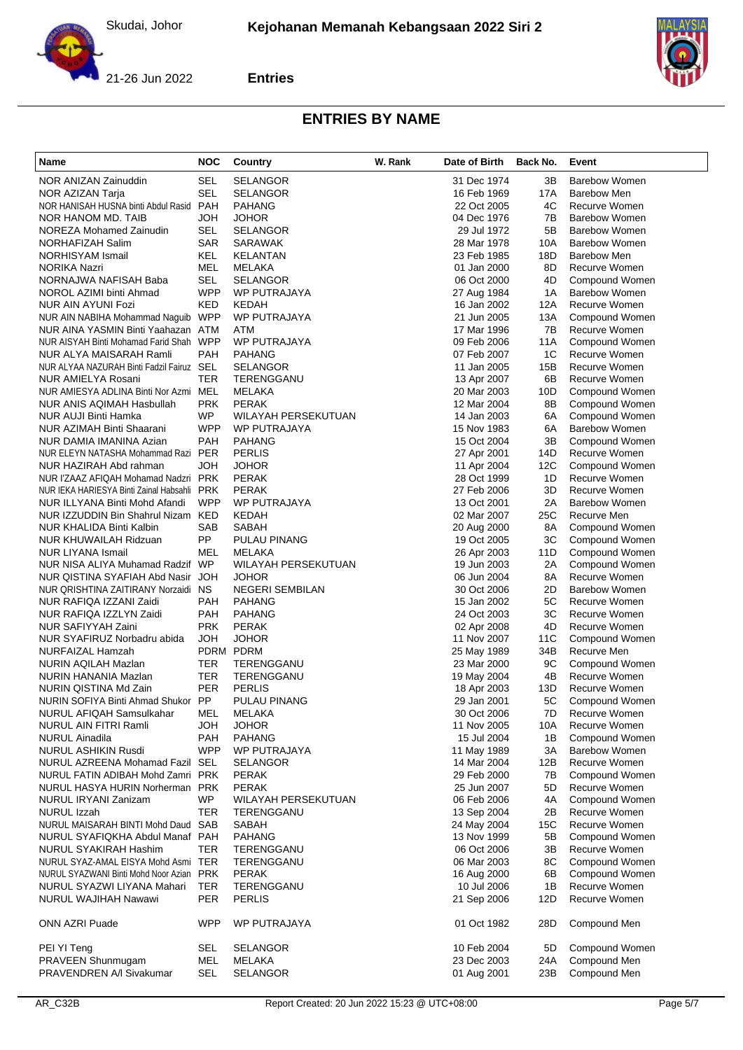Skudai, Johor

**Kejohanan Memanah Kebangsaan 2022 Siri 2**

21-26 Jun 2022

**Entries**

## ENTRIES BY NAME

| Name | NOC | Country | W. Rank | Date of Birth | Back No. | Event |
|---|---|---|---|---|---|---|
| NOR ANIZAN Zainuddin | SEL | SELANGOR | | 31 Dec 1974 | 3B | Barebow Women |
| NOR AZIZAN Tarja | SEL | SELANGOR | | 16 Feb 1969 | 17A | Barebow Men |
| NOR HANISAH HUSNA binti Abdul Rasid | PAH | PAHANG | | 22 Oct 2005 | 4C | Recurve Women |
| NOR HANOM MD. TAIB | JOH | JOHOR | | 04 Dec 1976 | 7B | Barebow Women |
| NOREZA Mohamed Zainudin | SEL | SELANGOR | | 29 Jul 1972 | 5B | Barebow Women |
| NORHAFIZAH Salim | SAR | SARAWAK | | 28 Mar 1978 | 10A | Barebow Women |
| NORHISYAM Ismail | KEL | KELANTAN | | 23 Feb 1985 | 18D | Barebow Men |
| NORIKA Nazri | MEL | MELAKA | | 01 Jan 2000 | 8D | Recurve Women |
| NORNAJWA NAFISAH Baba | SEL | SELANGOR | | 06 Oct 2000 | 4D | Compound Women |
| NOROL AZIMI binti Ahmad | WPP | WP PUTRAJAYA | | 27 Aug 1984 | 1A | Barebow Women |
| NUR AIN AYUNI Fozi | KED | KEDAH | | 16 Jan 2002 | 12A | Recurve Women |
| NUR AIN NABIHA Mohammad Naguib | WPP | WP PUTRAJAYA | | 21 Jun 2005 | 13A | Compound Women |
| NUR AINA YASMIN Binti Yaahazan | ATM | ATM | | 17 Mar 1996 | 7B | Recurve Women |
| NUR AISYAH Binti Mohamad Farid Shah | WPP | WP PUTRAJAYA | | 09 Feb 2006 | 11A | Compound Women |
| NUR ALYA MAISARAH Ramli | PAH | PAHANG | | 07 Feb 2007 | 1C | Recurve Women |
| NUR ALYAA NAZURAH Binti Fadzil Fairuz | SEL | SELANGOR | | 11 Jan 2005 | 15B | Recurve Women |
| NUR AMIELYA Rosani | TER | TERENGGANU | | 13 Apr 2007 | 6B | Recurve Women |
| NUR AMIESYA ADLINA Binti Nor Azmi | MEL | MELAKA | | 20 Mar 2003 | 10D | Compound Women |
| NUR ANIS AQIMAH Hasbullah | PRK | PERAK | | 12 Mar 2004 | 8B | Compound Women |
| NUR AUJI Binti Hamka | WP | WILAYAH PERSEKUTUAN | | 14 Jan 2003 | 6A | Compound Women |
| NUR AZIMAH Binti Shaarani | WPP | WP PUTRAJAYA | | 15 Nov 1983 | 6A | Barebow Women |
| NUR DAMIA IMANINA Azian | PAH | PAHANG | | 15 Oct 2004 | 3B | Compound Women |
| NUR ELEYN NATASHA Mohammad Razi | PER | PERLIS | | 27 Apr 2001 | 14D | Recurve Women |
| NUR HAZIRAH Abd rahman | JOH | JOHOR | | 11 Apr 2004 | 12C | Compound Women |
| NUR I'ZAAZ AFIQAH Mohamad Nadzri | PRK | PERAK | | 28 Oct 1999 | 1D | Recurve Women |
| NUR IEKA HARIESYA Binti Zainal Habsahli | PRK | PERAK | | 27 Feb 2006 | 3D | Recurve Women |
| NUR ILLYANA Binti Mohd Afandi | WPP | WP PUTRAJAYA | | 13 Oct 2001 | 2A | Barebow Women |
| NUR IZZUDDIN Bin Shahrul Nizam | KED | KEDAH | | 02 Mar 2007 | 25C | Recurve Men |
| NUR KHALIDA Binti Kalbin | SAB | SABAH | | 20 Aug 2000 | 8A | Compound Women |
| NUR KHUWAILAH Ridzuan | PP | PULAU PINANG | | 19 Oct 2005 | 3C | Compound Women |
| NUR LIYANA Ismail | MEL | MELAKA | | 26 Apr 2003 | 11D | Compound Women |
| NUR NISA ALIYA Muhamad Radzif | WP | WILAYAH PERSEKUTUAN | | 19 Jun 2003 | 2A | Compound Women |
| NUR QISTINA SYAFIAH Abd Nasir | JOH | JOHOR | | 06 Jun 2004 | 8A | Recurve Women |
| NUR QRISHTINA ZAITIRANY Norzaidi | NS | NEGERI SEMBILAN | | 30 Oct 2006 | 2D | Barebow Women |
| NUR RAFIQA IZZANI Zaidi | PAH | PAHANG | | 15 Jan 2002 | 5C | Recurve Women |
| NUR RAFIQA IZZLYN Zaidi | PAH | PAHANG | | 24 Oct 2003 | 3C | Recurve Women |
| NUR SAFIYYAH Zaini | PRK | PERAK | | 02 Apr 2008 | 4D | Recurve Women |
| NUR SYAFIRUZ Norbadru abida | JOH | JOHOR | | 11 Nov 2007 | 11C | Compound Women |
| NURFAIZAL Hamzah | PDRM | PDRM | | 25 May 1989 | 34B | Recurve Men |
| NURIN AQILAH Mazlan | TER | TERENGGANU | | 23 Mar 2000 | 9C | Compound Women |
| NURIN HANANIA Mazlan | TER | TERENGGANU | | 19 May 2004 | 4B | Recurve Women |
| NURIN QISTINA Md Zain | PER | PERLIS | | 18 Apr 2003 | 13D | Recurve Women |
| NURIN SOFIYA Binti Ahmad Shukor | PP | PULAU PINANG | | 29 Jan 2001 | 5C | Compound Women |
| NURUL AFIQAH Samsulkahar | MEL | MELAKA | | 30 Oct 2006 | 7D | Recurve Women |
| NURUL AIN FITRI Ramli | JOH | JOHOR | | 11 Nov 2005 | 10A | Recurve Women |
| NURUL Ainadila | PAH | PAHANG | | 15 Jul 2004 | 1B | Compound Women |
| NURUL ASHIKIN Rusdi | WPP | WP PUTRAJAYA | | 11 May 1989 | 3A | Barebow Women |
| NURUL AZREENA Mohamad Fazil | SEL | SELANGOR | | 14 Mar 2004 | 12B | Recurve Women |
| NURUL FATIN ADIBAH Mohd Zamri | PRK | PERAK | | 29 Feb 2000 | 7B | Compound Women |
| NURUL HASYA HURIN Norherman | PRK | PERAK | | 25 Jun 2007 | 5D | Recurve Women |
| NURUL IRYANI Zanizam | WP | WILAYAH PERSEKUTUAN | | 06 Feb 2006 | 4A | Compound Women |
| NURUL Izzah | TER | TERENGGANU | | 13 Sep 2004 | 2B | Recurve Women |
| NURUL MAISARAH BINTI Mohd Daud | SAB | SABAH | | 24 May 2004 | 15C | Recurve Women |
| NURUL SYAFIQKHA Abdul Manaf | PAH | PAHANG | | 13 Nov 1999 | 5B | Compound Women |
| NURUL SYAKIRAH Hashim | TER | TERENGGANU | | 06 Oct 2006 | 3B | Recurve Women |
| NURUL SYAZ-AMAL EISYA Mohd Asmi | TER | TERENGGANU | | 06 Mar 2003 | 8C | Compound Women |
| NURUL SYAZWANI Binti Mohd Noor Azian | PRK | PERAK | | 16 Aug 2000 | 6B | Compound Women |
| NURUL SYAZWI LIYANA Mahari | TER | TERENGGANU | | 10 Jul 2006 | 1B | Recurve Women |
| NURUL WAJIHAH Nawawi | PER | PERLIS | | 21 Sep 2006 | 12D | Recurve Women |
| ONN AZRI Puade | WPP | WP PUTRAJAYA | | 01 Oct 1982 | 28D | Compound Men |
| PEI YI Teng | SEL | SELANGOR | | 10 Feb 2004 | 5D | Compound Women |
| PRAVEEN Shunmugam | MEL | MELAKA | | 23 Dec 2003 | 24A | Compound Men |
| PRAVENDREN A/l Sivakumar | SEL | SELANGOR | | 01 Aug 2001 | 23B | Compound Men |

AR_C32B Report Created: 20 Jun 2022 15:23 @ UTC+08:00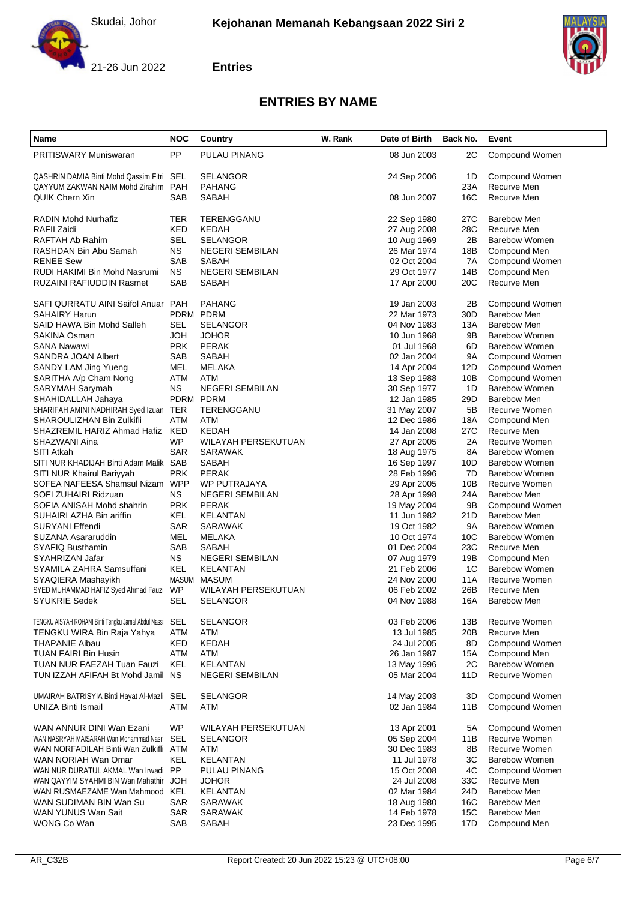Skudai, Johor

**Kejohanan Memanah Kebangsaan 2022 Siri 2**

21-26 Jun 2022

**Entries**

## ENTRIES BY NAME

| Name | NOC | Country | W. Rank | Date of Birth | Back No. | Event |
|---|---|---|---|---|---|---|
| PRITISWARY Muniswaran | PP | PULAU PINANG | | 08 Jun 2003 | 2C | Compound Women |
| QASHRIN DAMIA Binti Mohd Qassim Fitri | SEL | SELANGOR | | 24 Sep 2006 | 1D | Compound Women |
| QAYYUM ZAKWAN NAIM Mohd Zirahim | PAH | PAHANG | | | 23A | Recurve Men |
| QUIK Chern Xin | SAB | SABAH | | 08 Jun 2007 | 16C | Recurve Men |
| RADIN Mohd Nurhafiz | TER | TERENGGANU | | 22 Sep 1980 | 27C | Barebow Men |
| RAFII Zaidi | KED | KEDAH | | 27 Aug 2008 | 28C | Recurve Men |
| RAFTAH Ab Rahim | SEL | SELANGOR | | 10 Aug 1969 | 2B | Barebow Women |
| RASHDAN Bin Abu Samah | NS | NEGERI SEMBILAN | | 26 Mar 1974 | 18B | Compound Men |
| RENEE Sew | SAB | SABAH | | 02 Oct 2004 | 7A | Compound Women |
| RUDI HAKIMI Bin Mohd Nasrumi | NS | NEGERI SEMBILAN | | 29 Oct 1977 | 14B | Compound Men |
| RUZAINI RAFIUDDIN Rasmet | SAB | SABAH | | 17 Apr 2000 | 20C | Recurve Men |
| SAFI QURRATU AINI Saifol Anuar | PAH | PAHANG | | 19 Jan 2003 | 2B | Compound Women |
| SAHAIRY Harun | PDRM | PDRM | | 22 Mar 1973 | 30D | Barebow Men |
| SAID HAWA Bin Mohd Salleh | SEL | SELANGOR | | 04 Nov 1983 | 13A | Barebow Men |
| SAKINA Osman | JOH | JOHOR | | 10 Jun 1968 | 9B | Barebow Women |
| SANA Nawawi | PRK | PERAK | | 01 Jul 1968 | 6D | Barebow Women |
| SANDRA JOAN Albert | SAB | SABAH | | 02 Jan 2004 | 9A | Compound Women |
| SANDY LAM Jing Yueng | MEL | MELAKA | | 14 Apr 2004 | 12D | Compound Women |
| SARITHA A/p Cham Nong | ATM | ATM | | 13 Sep 1988 | 10B | Compound Women |
| SARYMAH Sarymah | NS | NEGERI SEMBILAN | | 30 Sep 1977 | 1D | Barebow Women |
| SHAHIDALLAH Jahaya | PDRM | PDRM | | 12 Jan 1985 | 29D | Barebow Men |
| SHARIFAH AMINI NADHIRAH Syed Izuan | TER | TERENGGANU | | 31 May 2007 | 5B | Recurve Women |
| SHAROULIZHAN Bin Zulkifli | ATM | ATM | | 12 Dec 1986 | 18A | Compound Men |
| SHAZREMIL HARIZ Ahmad Hafiz | KED | KEDAH | | 14 Jan 2008 | 27C | Recurve Men |
| SHAZWANI Aina | WP | WILAYAH PERSEKUTUAN | | 27 Apr 2005 | 2A | Recurve Women |
| SITI Atkah | SAR | SARAWAK | | 18 Aug 1975 | 8A | Barebow Women |
| SITI NUR KHADIJAH Binti Adam Malik | SAB | SABAH | | 16 Sep 1997 | 10D | Barebow Women |
| SITI NUR Khairul Bariyyah | PRK | PERAK | | 28 Feb 1996 | 7D | Barebow Women |
| SOFEA NAFEESA Shamsul Nizam | WPP | WP PUTRAJAYA | | 29 Apr 2005 | 10B | Recurve Women |
| SOFI ZUHAIRI Ridzuan | NS | NEGERI SEMBILAN | | 28 Apr 1998 | 24A | Barebow Men |
| SOFIA ANISAH Mohd shahrin | PRK | PERAK | | 19 May 2004 | 9B | Compound Women |
| SUHAIRI AZHA Bin ariffin | KEL | KELANTAN | | 11 Jun 1982 | 21D | Barebow Men |
| SURYANI Effendi | SAR | SARAWAK | | 19 Oct 1982 | 9A | Barebow Women |
| SUZANA Asararuddin | MEL | MELAKA | | 10 Oct 1974 | 10C | Barebow Women |
| SYAFIQ Busthamin | SAB | SABAH | | 01 Dec 2004 | 23C | Recurve Men |
| SYAHRIZAN Jafar | NS | NEGERI SEMBILAN | | 07 Aug 1979 | 19B | Compound Men |
| SYAMILA ZAHRA Samsuffani | KEL | KELANTAN | | 21 Feb 2006 | 1C | Barebow Women |
| SYAQIERA Mashayikh | MASUM | MASUM | | 24 Nov 2000 | 11A | Recurve Women |
| SYED MUHAMMAD HAFIZ Syed Ahmad Fauzi | WP | WILAYAH PERSEKUTUAN | | 06 Feb 2002 | 26B | Recurve Men |
| SYUKRIE Sedek | SEL | SELANGOR | | 04 Nov 1988 | 16A | Barebow Men |
| TENGKU AISYAH ROHANI Binti Tengku Jamal Abdul Nassi | SEL | SELANGOR | | 03 Feb 2006 | 13B | Recurve Women |
| TENGKU WIRA Bin Raja Yahya | ATM | ATM | | 13 Jul 1985 | 20B | Recurve Men |
| THAPANIE Aibau | KED | KEDAH | | 24 Jul 2005 | 8D | Compound Women |
| TUAN FAIRI Bin Husin | ATM | ATM | | 26 Jan 1987 | 15A | Compound Men |
| TUAN NUR FAEZAH Tuan Fauzi | KEL | KELANTAN | | 13 May 1996 | 2C | Barebow Women |
| TUN IZZAH AFIFAH Bt Mohd Jamil | NS | NEGERI SEMBILAN | | 05 Mar 2004 | 11D | Recurve Women |
| UMAIRAH BATRISYIA Binti Hayat Al-Mazli | SEL | SELANGOR | | 14 May 2003 | 3D | Compound Women |
| UNIZA Binti Ismail | ATM | ATM | | 02 Jan 1984 | 11B | Compound Women |
| WAN ANNUR DINI Wan Ezani | WP | WILAYAH PERSEKUTUAN | | 13 Apr 2001 | 5A | Compound Women |
| WAN NASRYAH MAISARAH Wan Mohammad Nasri | SEL | SELANGOR | | 05 Sep 2004 | 11B | Recurve Women |
| WAN NORFADILAH Binti Wan Zulkifli | ATM | ATM | | 30 Dec 1983 | 8B | Recurve Women |
| WAN NORIAH Wan Omar | KEL | KELANTAN | | 11 Jul 1978 | 3C | Barebow Women |
| WAN NUR DURATUL AKMAL Wan Irwadi | PP | PULAU PINANG | | 15 Oct 2008 | 4C | Compound Women |
| WAN QAYYIM SYAHMI BIN Wan Mahathir | JOH | JOHOR | | 24 Jul 2008 | 33C | Recurve Men |
| WAN RUSMAEZAME Wan Mahmood | KEL | KELANTAN | | 02 Mar 1984 | 24D | Barebow Men |
| WAN SUDIMAN BIN Wan Su | SAR | SARAWAK | | 18 Aug 1980 | 16C | Barebow Men |
| WAN YUNUS Wan Sait | SAR | SARAWAK | | 14 Feb 1978 | 15C | Barebow Men |
| WONG Co Wan | SAB | SABAH | | 23 Dec 1995 | 17D | Compound Men |

AR_C32B — Report Created: 20 Jun 2022 15:23 @ UTC+08:00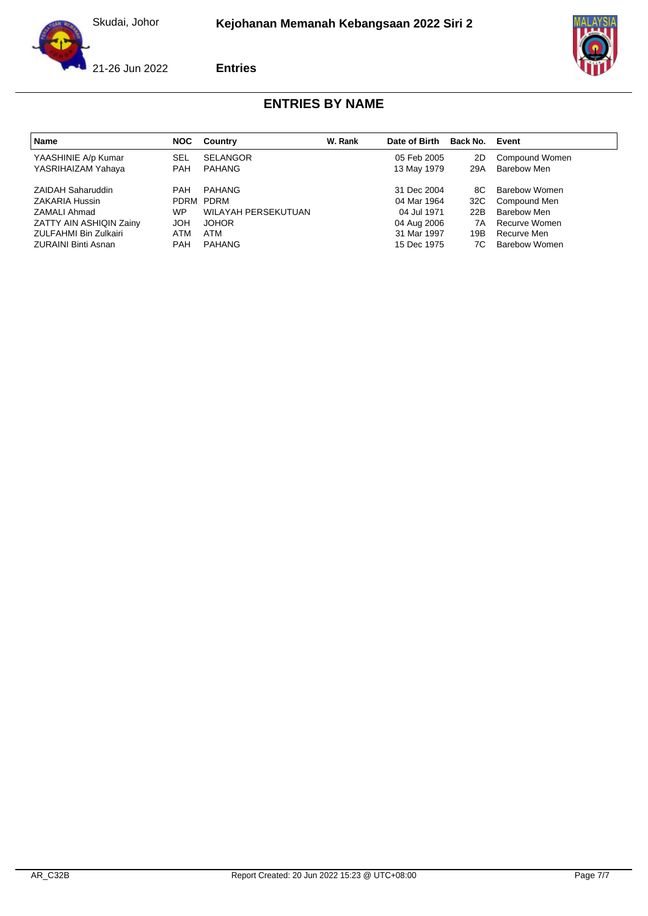## ENTRIES BY NAME

| Name | NOC | Country | W. Rank | Date of Birth | Back No. | Event |
|---|---|---|---|---|---|---|
| YAASHINIE A/p Kumar | SEL | SELANGOR | | 05 Feb 2005 | 2D | Compound Women |
| YASRIHAIZAM Yahaya | PAH | PAHANG | | 13 May 1979 | 29A | Barebow Men |
| ZAIDAH Saharuddin | PAH | PAHANG | | 31 Dec 2004 | 8C | Barebow Women |
| ZAKARIA Hussin | PDRM | PDRM | | 04 Mar 1964 | 32C | Compound Men |
| ZAMALI Ahmad | WP | WILAYAH PERSEKUTUAN | | 04 Jul 1971 | 22B | Barebow Men |
| ZATTY AIN ASHIQIN Zainy | JOH | JOHOR | | 04 Aug 2006 | 7A | Recurve Women |
| ZULFAHMI Bin Zulkairi | ATM | ATM | | 31 Mar 1997 | 19B | Recurve Men |
| ZURAINI Binti Asnan | PAH | PAHANG | | 15 Dec 1975 | 7C | Barebow Women |